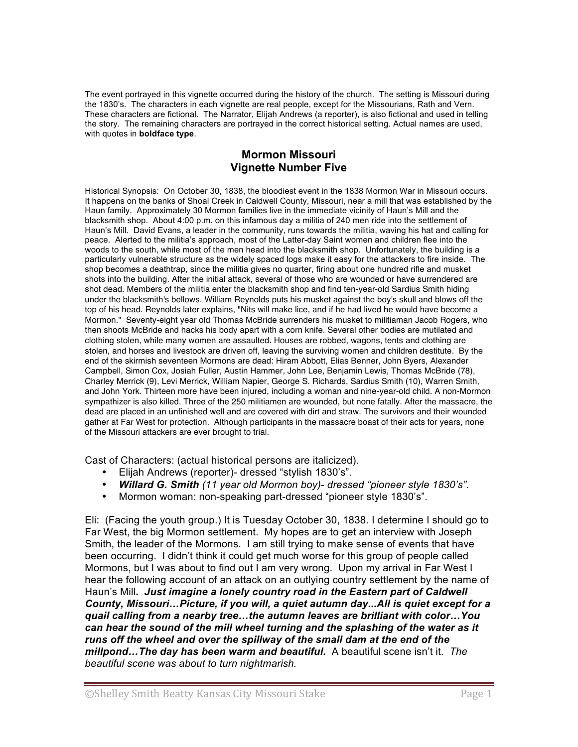The event portrayed in this vignette occurred during the history of the church. The setting is Missouri during the 1830's. The characters in each vignette are real people, except for the Missourians, Rath and Vern. These characters are fictional. The Narrator, Elijah Andrews (a reporter), is also fictional and used in telling the story. The remaining characters are portrayed in the correct historical setting. Actual names are used, with quotes in **boldface type**.

## Mormon Missouri
## Vignette Number Five

Historical Synopsis: On October 30, 1838, the bloodiest event in the 1838 Mormon War in Missouri occurs. It happens on the banks of Shoal Creek in Caldwell County, Missouri, near a mill that was established by the Haun family. Approximately 30 Mormon families live in the immediate vicinity of Haun's Mill and the blacksmith shop. About 4:00 p.m. on this infamous day a militia of 240 men ride into the settlement of Haun's Mill. David Evans, a leader in the community, runs towards the militia, waving his hat and calling for peace. Alerted to the militia's approach, most of the Latter-day Saint women and children flee into the woods to the south, while most of the men head into the blacksmith shop. Unfortunately, the building is a particularly vulnerable structure as the widely spaced logs make it easy for the attackers to fire inside. The shop becomes a deathtrap, since the militia gives no quarter, firing about one hundred rifle and musket shots into the building. After the initial attack, several of those who are wounded or have surrendered are shot dead. Members of the militia enter the blacksmith shop and find ten-year-old Sardius Smith hiding under the blacksmith's bellows. William Reynolds puts his musket against the boy's skull and blows off the top of his head. Reynolds later explains, "Nits will make lice, and if he had lived he would have become a Mormon." Seventy-eight year old Thomas McBride surrenders his musket to militiaman Jacob Rogers, who then shoots McBride and hacks his body apart with a corn knife. Several other bodies are mutilated and clothing stolen, while many women are assaulted. Houses are robbed, wagons, tents and clothing are stolen, and horses and livestock are driven off, leaving the surviving women and children destitute. By the end of the skirmish seventeen Mormons are dead: Hiram Abbott, Elias Benner, John Byers, Alexander Campbell, Simon Cox, Josiah Fuller, Austin Hammer, John Lee, Benjamin Lewis, Thomas McBride (78), Charley Merrick (9), Levi Merrick, William Napier, George S. Richards, Sardius Smith (10), Warren Smith, and John York. Thirteen more have been injured, including a woman and nine-year-old child. A non-Mormon sympathizer is also killed. Three of the 250 militiamen are wounded, but none fatally. After the massacre, the dead are placed in an unfinished well and are covered with dirt and straw. The survivors and their wounded gather at Far West for protection. Although participants in the massacre boast of their acts for years, none of the Missouri attackers are ever brought to trial.

Cast of Characters: (actual historical persons are italicized).

- Elijah Andrews (reporter)- dressed "stylish 1830's".
- ***Willard G. Smith*** *(11 year old Mormon boy)- dressed "pioneer style 1830's".*
- Mormon woman: non-speaking part-dressed "pioneer style 1830's".

Eli: (Facing the youth group.) It is Tuesday October 30, 1838. I determine I should go to Far West, the big Mormon settlement. My hopes are to get an interview with Joseph Smith, the leader of the Mormons. I am still trying to make sense of events that have been occurring. I didn't think it could get much worse for this group of people called Mormons, but I was about to find out I am very wrong. Upon my arrival in Far West I hear the following account of an attack on an outlying country settlement by the name of Haun's Mill. ***Just imagine a lonely country road in the Eastern part of Caldwell County, Missouri…Picture, if you will, a quiet autumn day...All is quiet except for a quail calling from a nearby tree…the autumn leaves are brilliant with color…You can hear the sound of the mill wheel turning and the splashing of the water as it runs off the wheel and over the spillway of the small dam at the end of the millpond…The day has been warm and beautiful.*** A beautiful scene isn't it. *The beautiful scene was about to turn nightmarish.*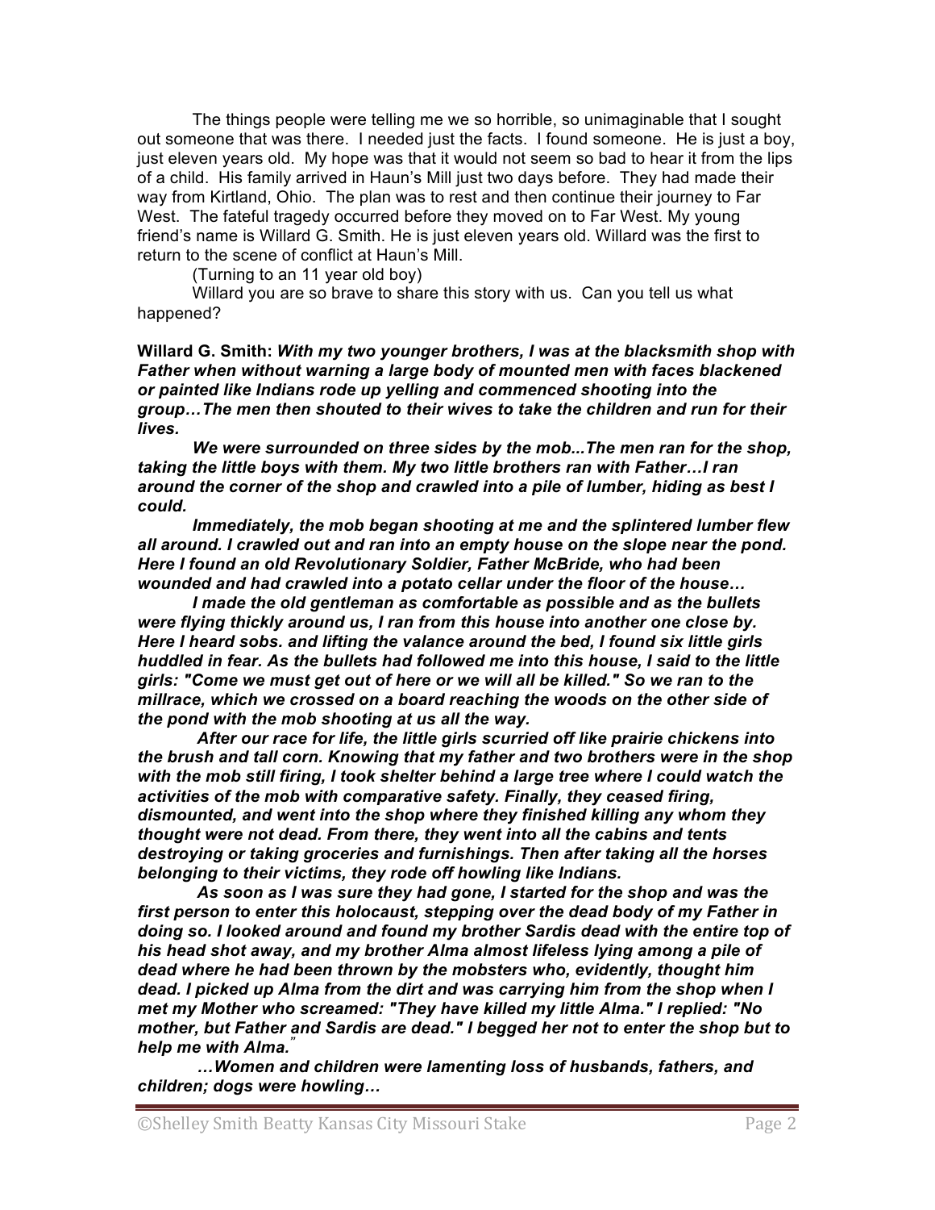The things people were telling me we so horrible, so unimaginable that I sought out someone that was there. I needed just the facts. I found someone. He is just a boy, just eleven years old. My hope was that it would not seem so bad to hear it from the lips of a child. His family arrived in Haun's Mill just two days before. They had made their way from Kirtland, Ohio. The plan was to rest and then continue their journey to Far West. The fateful tragedy occurred before they moved on to Far West. My young friend's name is Willard G. Smith. He is just eleven years old. Willard was the first to return to the scene of conflict at Haun's Mill.

(Turning to an 11 year old boy)

Willard you are so brave to share this story with us. Can you tell us what happened?

**Willard G. Smith:** ***With my two younger brothers, I was at the blacksmith shop with Father when without warning a large body of mounted men with faces blackened or painted like Indians rode up yelling and commenced shooting into the group…The men then shouted to their wives to take the children and run for their lives.***

***We were surrounded on three sides by the mob...The men ran for the shop, taking the little boys with them. My two little brothers ran with Father…I ran around the corner of the shop and crawled into a pile of lumber, hiding as best I could.***

***Immediately, the mob began shooting at me and the splintered lumber flew all around. I crawled out and ran into an empty house on the slope near the pond. Here I found an old Revolutionary Soldier, Father McBride, who had been wounded and had crawled into a potato cellar under the floor of the house…***

***I made the old gentleman as comfortable as possible and as the bullets were flying thickly around us, I ran from this house into another one close by. Here I heard sobs. and lifting the valance around the bed, I found six little girls huddled in fear. As the bullets had followed me into this house, I said to the little girls: "Come we must get out of here or we will all be killed." So we ran to the millrace, which we crossed on a board reaching the woods on the other side of the pond with the mob shooting at us all the way.***

***After our race for life, the little girls scurried off like prairie chickens into the brush and tall corn. Knowing that my father and two brothers were in the shop with the mob still firing, I took shelter behind a large tree where I could watch the activities of the mob with comparative safety. Finally, they ceased firing, dismounted, and went into the shop where they finished killing any whom they thought were not dead. From there, they went into all the cabins and tents destroying or taking groceries and furnishings. Then after taking all the horses belonging to their victims, they rode off howling like Indians.***

***As soon as I was sure they had gone, I started for the shop and was the first person to enter this holocaust, stepping over the dead body of my Father in doing so. I looked around and found my brother Sardis dead with the entire top of his head shot away, and my brother Alma almost lifeless lying among a pile of dead where he had been thrown by the mobsters who, evidently, thought him dead. I picked up Alma from the dirt and was carrying him from the shop when I met my Mother who screamed: "They have killed my little Alma." I replied: "No mother, but Father and Sardis are dead." I begged her not to enter the shop but to help me with Alma."***

***…Women and children were lamenting loss of husbands, fathers, and children; dogs were howling…***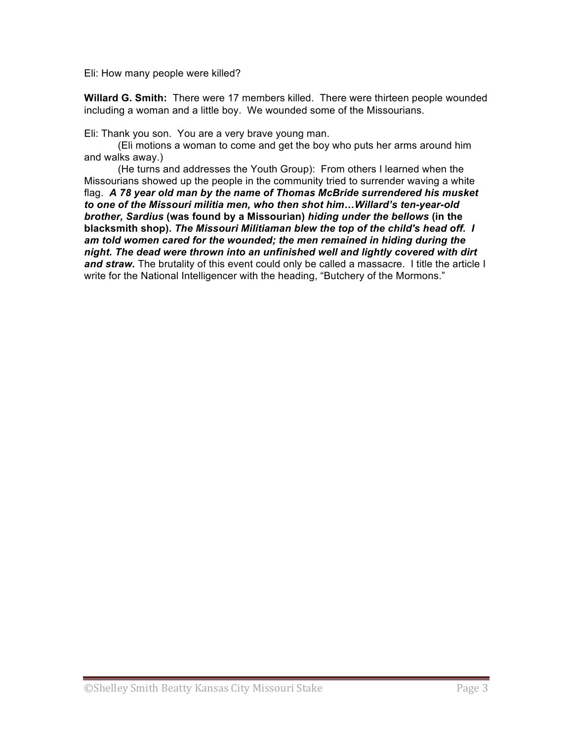Eli: How many people were killed?

**Willard G. Smith:** There were 17 members killed. There were thirteen people wounded including a woman and a little boy. We wounded some of the Missourians.

Eli: Thank you son. You are a very brave young man.

(Eli motions a woman to come and get the boy who puts her arms around him and walks away.)

(He turns and addresses the Youth Group): From others I learned when the Missourians showed up the people in the community tried to surrender waving a white flag. ***A 78 year old man by the name of Thomas McBride surrendered his musket to one of the Missouri militia men, who then shot him…Willard's ten-year-old brother, Sardius* (was found by a Missourian) *hiding under the bellows* (in the blacksmith shop). *The Missouri Militiaman blew the top of the child's head off. I am told women cared for the wounded; the men remained in hiding during the night. The dead were thrown into an unfinished well and lightly covered with dirt and straw.*** The brutality of this event could only be called a massacre. I title the article I write for the National Intelligencer with the heading, "Butchery of the Mormons."